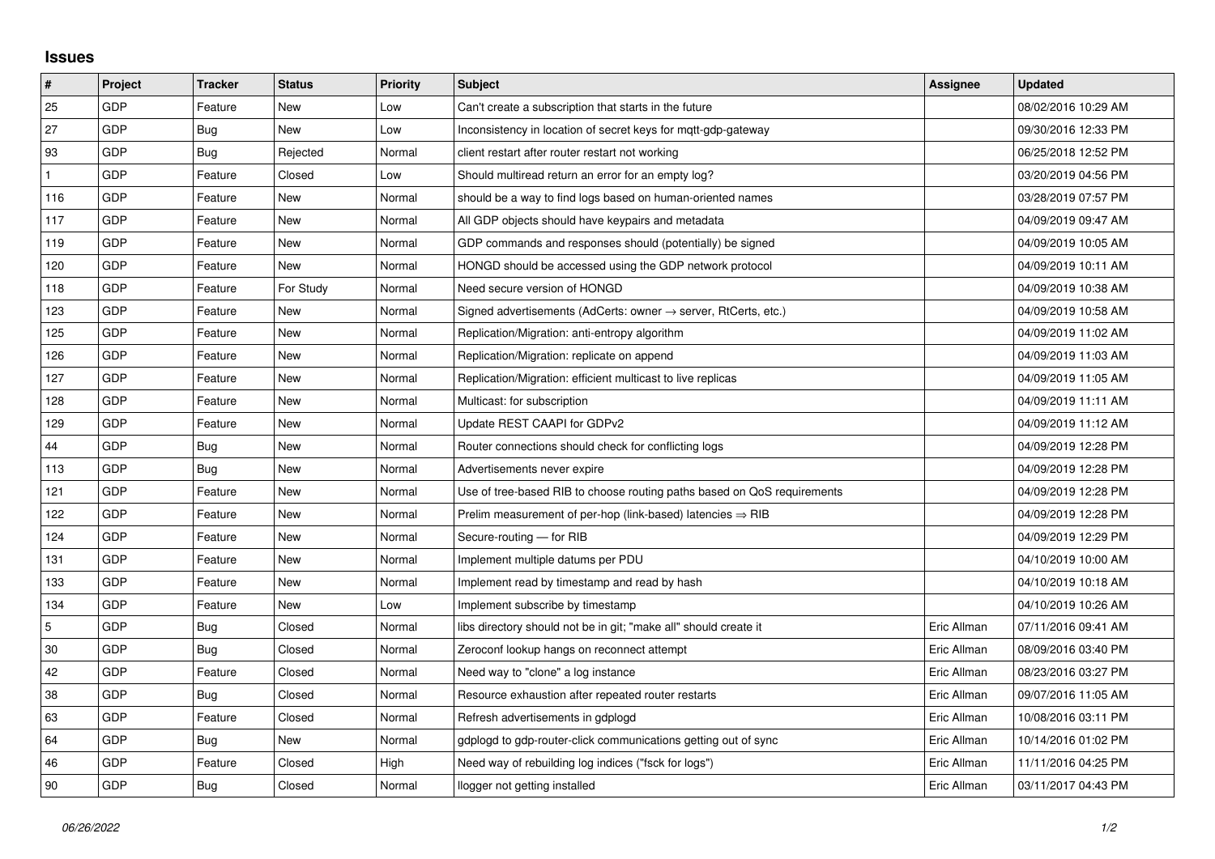## Issues

| # | Project | Tracker | Status | Priority | Subject | Assignee | Updated |
|---|---|---|---|---|---|---|---|
| 25 | GDP | Feature | New | Low | Can't create a subscription that starts in the future | | 08/02/2016 10:29 AM |
| 27 | GDP | Bug | New | Low | Inconsistency in location of secret keys for mqtt-gdp-gateway | | 09/30/2016 12:33 PM |
| 93 | GDP | Bug | Rejected | Normal | client restart after router restart not working | | 06/25/2018 12:52 PM |
| 1 | GDP | Feature | Closed | Low | Should multiread return an error for an empty log? | | 03/20/2019 04:56 PM |
| 116 | GDP | Feature | New | Normal | should be a way to find logs based on human-oriented names | | 03/28/2019 07:57 PM |
| 117 | GDP | Feature | New | Normal | All GDP objects should have keypairs and metadata | | 04/09/2019 09:47 AM |
| 119 | GDP | Feature | New | Normal | GDP commands and responses should (potentially) be signed | | 04/09/2019 10:05 AM |
| 120 | GDP | Feature | New | Normal | HONGD should be accessed using the GDP network protocol | | 04/09/2019 10:11 AM |
| 118 | GDP | Feature | For Study | Normal | Need secure version of HONGD | | 04/09/2019 10:38 AM |
| 123 | GDP | Feature | New | Normal | Signed advertisements (AdCerts: owner → server, RtCerts, etc.) | | 04/09/2019 10:58 AM |
| 125 | GDP | Feature | New | Normal | Replication/Migration: anti-entropy algorithm | | 04/09/2019 11:02 AM |
| 126 | GDP | Feature | New | Normal | Replication/Migration: replicate on append | | 04/09/2019 11:03 AM |
| 127 | GDP | Feature | New | Normal | Replication/Migration: efficient multicast to live replicas | | 04/09/2019 11:05 AM |
| 128 | GDP | Feature | New | Normal | Multicast: for subscription | | 04/09/2019 11:11 AM |
| 129 | GDP | Feature | New | Normal | Update REST CAAPI for GDPv2 | | 04/09/2019 11:12 AM |
| 44 | GDP | Bug | New | Normal | Router connections should check for conflicting logs | | 04/09/2019 12:28 PM |
| 113 | GDP | Bug | New | Normal | Advertisements never expire | | 04/09/2019 12:28 PM |
| 121 | GDP | Feature | New | Normal | Use of tree-based RIB to choose routing paths based on QoS requirements | | 04/09/2019 12:28 PM |
| 122 | GDP | Feature | New | Normal | Prelim measurement of per-hop (link-based) latencies ⇒ RIB | | 04/09/2019 12:28 PM |
| 124 | GDP | Feature | New | Normal | Secure-routing — for RIB | | 04/09/2019 12:29 PM |
| 131 | GDP | Feature | New | Normal | Implement multiple datums per PDU | | 04/10/2019 10:00 AM |
| 133 | GDP | Feature | New | Normal | Implement read by timestamp and read by hash | | 04/10/2019 10:18 AM |
| 134 | GDP | Feature | New | Low | Implement subscribe by timestamp | | 04/10/2019 10:26 AM |
| 5 | GDP | Bug | Closed | Normal | libs directory should not be in git; "make all" should create it | Eric Allman | 07/11/2016 09:41 AM |
| 30 | GDP | Bug | Closed | Normal | Zeroconf lookup hangs on reconnect attempt | Eric Allman | 08/09/2016 03:40 PM |
| 42 | GDP | Feature | Closed | Normal | Need way to "clone" a log instance | Eric Allman | 08/23/2016 03:27 PM |
| 38 | GDP | Bug | Closed | Normal | Resource exhaustion after repeated router restarts | Eric Allman | 09/07/2016 11:05 AM |
| 63 | GDP | Feature | Closed | Normal | Refresh advertisements in gdplogd | Eric Allman | 10/08/2016 03:11 PM |
| 64 | GDP | Bug | New | Normal | gdplogd to gdp-router-click communications getting out of sync | Eric Allman | 10/14/2016 01:02 PM |
| 46 | GDP | Feature | Closed | High | Need way of rebuilding log indices ("fsck for logs") | Eric Allman | 11/11/2016 04:25 PM |
| 90 | GDP | Bug | Closed | Normal | llogger not getting installed | Eric Allman | 03/11/2017 04:43 PM |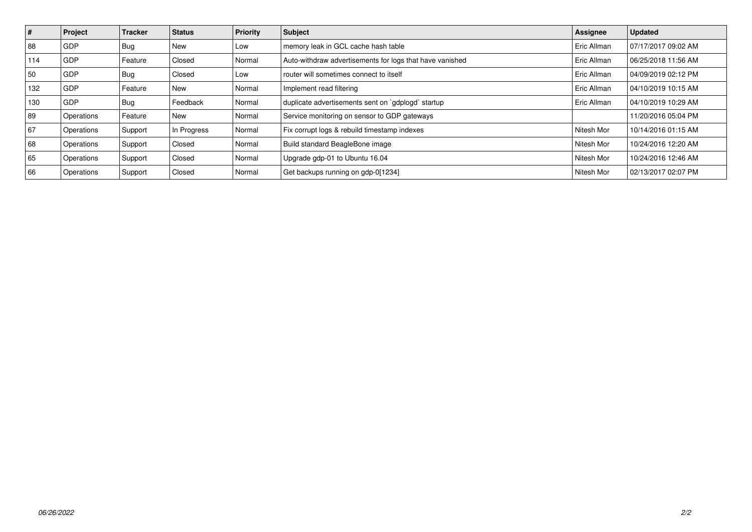| # | Project | Tracker | Status | Priority | Subject | Assignee | Updated |
|---|---|---|---|---|---|---|---|
| 88 | GDP | Bug | New | Low | memory leak in GCL cache hash table | Eric Allman | 07/17/2017 09:02 AM |
| 114 | GDP | Feature | Closed | Normal | Auto-withdraw advertisements for logs that have vanished | Eric Allman | 06/25/2018 11:56 AM |
| 50 | GDP | Bug | Closed | Low | router will sometimes connect to itself | Eric Allman | 04/09/2019 02:12 PM |
| 132 | GDP | Feature | New | Normal | Implement read filtering | Eric Allman | 04/10/2019 10:15 AM |
| 130 | GDP | Bug | Feedback | Normal | duplicate advertisements sent on `gdplogd` startup | Eric Allman | 04/10/2019 10:29 AM |
| 89 | Operations | Feature | New | Normal | Service monitoring on sensor to GDP gateways | | 11/20/2016 05:04 PM |
| 67 | Operations | Support | In Progress | Normal | Fix corrupt logs & rebuild timestamp indexes | Nitesh Mor | 10/14/2016 01:15 AM |
| 68 | Operations | Support | Closed | Normal | Build standard BeagleBone image | Nitesh Mor | 10/24/2016 12:20 AM |
| 65 | Operations | Support | Closed | Normal | Upgrade gdp-01 to Ubuntu 16.04 | Nitesh Mor | 10/24/2016 12:46 AM |
| 66 | Operations | Support | Closed | Normal | Get backups running on gdp-0[1234] | Nitesh Mor | 02/13/2017 02:07 PM |